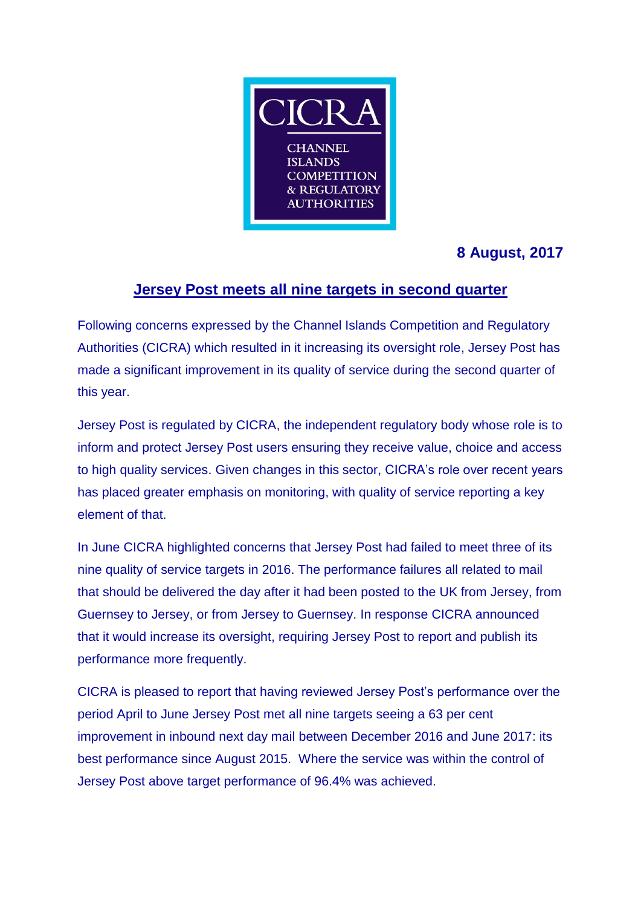CICRA

CHANNEL ISLANDS COMPETITION & REGULATORY AUTHORITIES

**8 August, 2017**

## Jersey Post meets all nine targets in second quarter

Following concerns expressed by the Channel Islands Competition and Regulatory Authorities (CICRA) which resulted in it increasing its oversight role, Jersey Post has made a significant improvement in its quality of service during the second quarter of this year.

Jersey Post is regulated by CICRA, the independent regulatory body whose role is to inform and protect Jersey Post users ensuring they receive value, choice and access to high quality services. Given changes in this sector, CICRA's role over recent years has placed greater emphasis on monitoring, with quality of service reporting a key element of that.

In June CICRA highlighted concerns that Jersey Post had failed to meet three of its nine quality of service targets in 2016. The performance failures all related to mail that should be delivered the day after it had been posted to the UK from Jersey, from Guernsey to Jersey, or from Jersey to Guernsey. In response CICRA announced that it would increase its oversight, requiring Jersey Post to report and publish its performance more frequently.

CICRA is pleased to report that having reviewed Jersey Post's performance over the period April to June Jersey Post met all nine targets seeing a 63 per cent improvement in inbound next day mail between December 2016 and June 2017: its best performance since August 2015. Where the service was within the control of Jersey Post above target performance of 96.4% was achieved.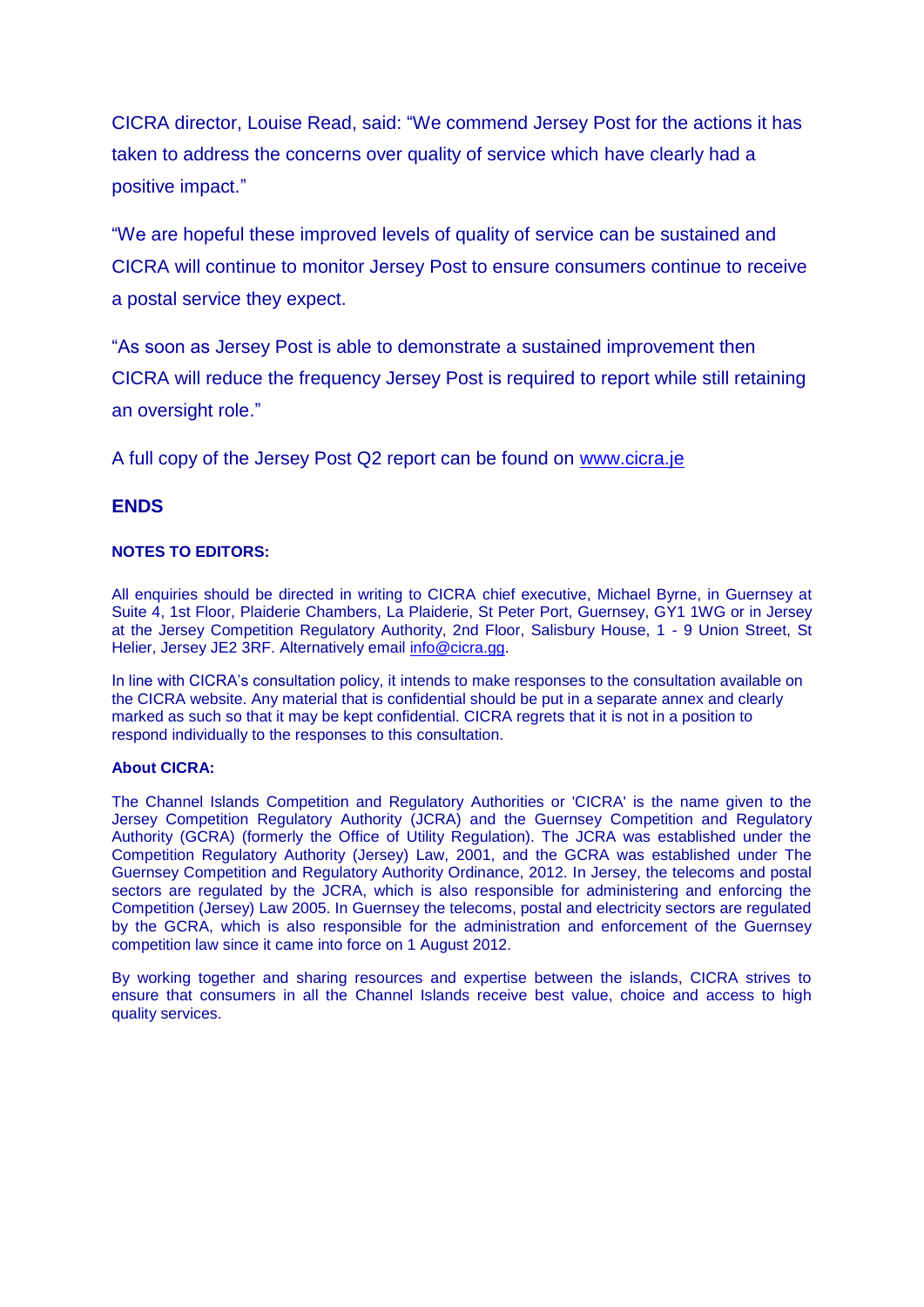CICRA director, Louise Read, said: "We commend Jersey Post for the actions it has taken to address the concerns over quality of service which have clearly had a positive impact."

"We are hopeful these improved levels of quality of service can be sustained and CICRA will continue to monitor Jersey Post to ensure consumers continue to receive a postal service they expect.

"As soon as Jersey Post is able to demonstrate a sustained improvement then CICRA will reduce the frequency Jersey Post is required to report while still retaining an oversight role."

A full copy of the Jersey Post Q2 report can be found on www.cicra.je

**ENDS**

**NOTES TO EDITORS:**

All enquiries should be directed in writing to CICRA chief executive, Michael Byrne, in Guernsey at Suite 4, 1st Floor, Plaiderie Chambers, La Plaiderie, St Peter Port, Guernsey, GY1 1WG or in Jersey at the Jersey Competition Regulatory Authority, 2nd Floor, Salisbury House, 1 - 9 Union Street, St Helier, Jersey JE2 3RF. Alternatively email info@cicra.gg.

In line with CICRA's consultation policy, it intends to make responses to the consultation available on the CICRA website. Any material that is confidential should be put in a separate annex and clearly marked as such so that it may be kept confidential. CICRA regrets that it is not in a position to respond individually to the responses to this consultation.

**About CICRA:**

The Channel Islands Competition and Regulatory Authorities or 'CICRA' is the name given to the Jersey Competition Regulatory Authority (JCRA) and the Guernsey Competition and Regulatory Authority (GCRA) (formerly the Office of Utility Regulation). The JCRA was established under the Competition Regulatory Authority (Jersey) Law, 2001, and the GCRA was established under The Guernsey Competition and Regulatory Authority Ordinance, 2012. In Jersey, the telecoms and postal sectors are regulated by the JCRA, which is also responsible for administering and enforcing the Competition (Jersey) Law 2005. In Guernsey the telecoms, postal and electricity sectors are regulated by the GCRA, which is also responsible for the administration and enforcement of the Guernsey competition law since it came into force on 1 August 2012.

By working together and sharing resources and expertise between the islands, CICRA strives to ensure that consumers in all the Channel Islands receive best value, choice and access to high quality services.